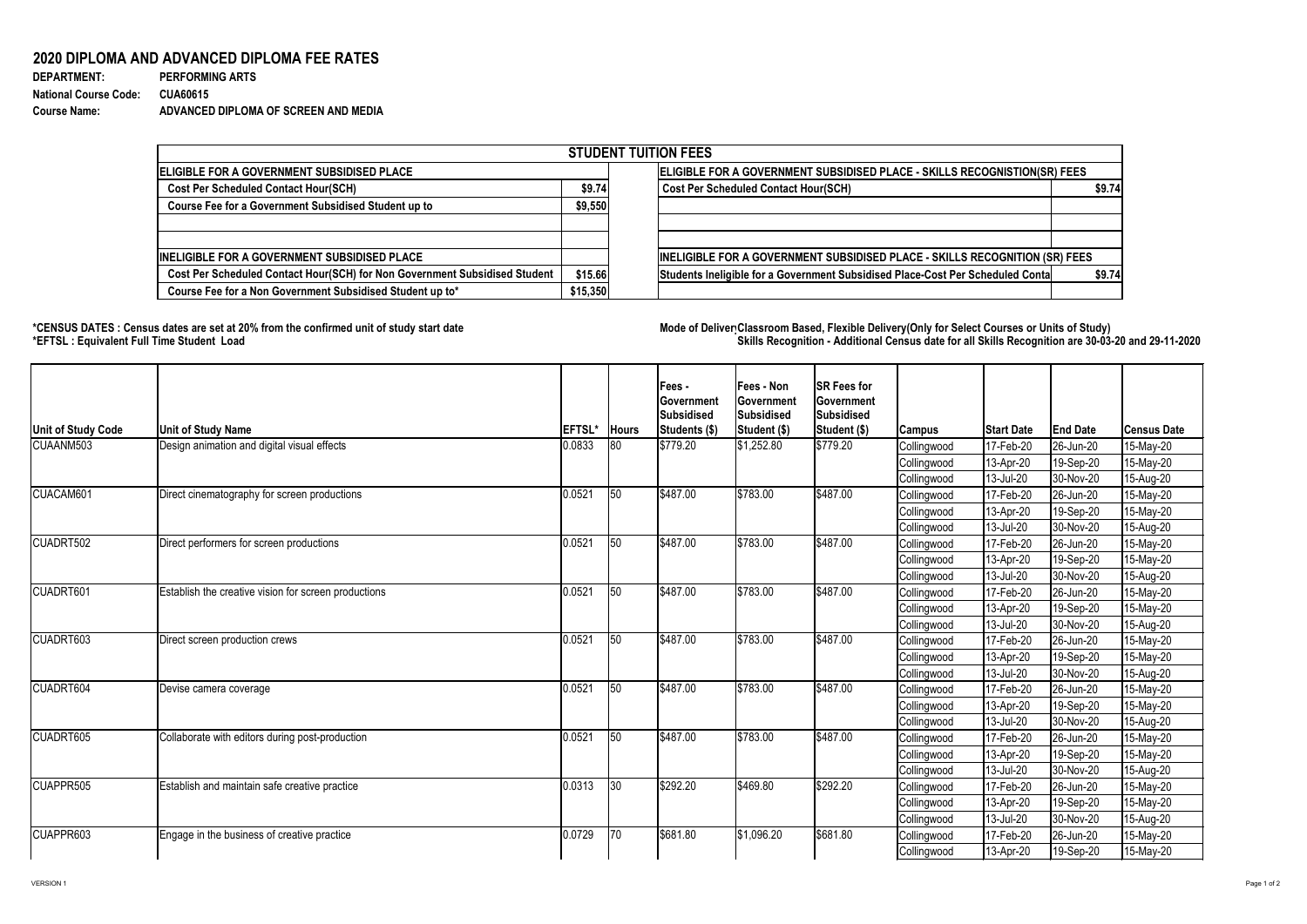## 2020 DIPLOMA AND ADVANCED DIPLOMA FEE RATES

**DEPARTMENT:** PERFORMING ARTS
**National Course Code:** CUA60615
**Course Name:** ADVANCED DIPLOMA OF SCREEN AND MEDIA

| STUDENT TUITION FEES | | | |
|---|---|---|---|
| **ELIGIBLE FOR A GOVERNMENT SUBSIDISED PLACE** | | **ELIGIBLE FOR A GOVERNMENT SUBSIDISED PLACE - SKILLS RECOGNISTION(SR) FEES** | |
| Cost Per Scheduled Contact Hour(SCH) | $9.74 | Cost Per Scheduled Contact Hour(SCH) | $9.74 |
| Course Fee for a Government Subsidised Student up to | $9,550 | | |
| | | | |
| | | | |
| **INELIGIBLE FOR A GOVERNMENT SUBSIDISED PLACE** | | **INELIGIBLE FOR A GOVERNMENT SUBSIDISED PLACE - SKILLS RECOGNITION (SR) FEES** | |
| Cost Per Scheduled Contact Hour(SCH) for Non Government Subsidised Student | $15.66 | Students Ineligible for a Government Subsidised Place-Cost Per Scheduled Conta | $9.74 |
| Course Fee for a Non Government Subsidised Student up to* | $15,350 | | |

**\*CENSUS DATES : Census dates are set at 20% from the confirmed unit of study start date**
**\*EFTSL : Equivalent Full Time Student Load**

**Mode of Deliver Classroom Based, Flexible Delivery(Only for Select Courses or Units of Study)**
**Skills Recognition - Additional Census date for all Skills Recognition are 30-03-20 and 29-11-2020**

| Unit of Study Code | Unit of Study Name | EFTSL* | Hours | Fees - Government Subsidised Students ($) | Fees - Non Government Subsidised Student ($) | SR Fees for Government Subsidised Student ($) | Campus | Start Date | End Date | Census Date |
|---|---|---|---|---|---|---|---|---|---|---|
| CUAANM503 | Design animation and digital visual effects | 0.0833 | 80 | $779.20 | $1,252.80 | $779.20 | Collingwood | 17-Feb-20 | 26-Jun-20 | 15-May-20 |
| | | | | | | | Collingwood | 13-Apr-20 | 19-Sep-20 | 15-May-20 |
| | | | | | | | Collingwood | 13-Jul-20 | 30-Nov-20 | 15-Aug-20 |
| CUACAM601 | Direct cinematography for screen productions | 0.0521 | 50 | $487.00 | $783.00 | $487.00 | Collingwood | 17-Feb-20 | 26-Jun-20 | 15-May-20 |
| | | | | | | | Collingwood | 13-Apr-20 | 19-Sep-20 | 15-May-20 |
| | | | | | | | Collingwood | 13-Jul-20 | 30-Nov-20 | 15-Aug-20 |
| CUADRT502 | Direct performers for screen productions | 0.0521 | 50 | $487.00 | $783.00 | $487.00 | Collingwood | 17-Feb-20 | 26-Jun-20 | 15-May-20 |
| | | | | | | | Collingwood | 13-Apr-20 | 19-Sep-20 | 15-May-20 |
| | | | | | | | Collingwood | 13-Jul-20 | 30-Nov-20 | 15-Aug-20 |
| CUADRT601 | Establish the creative vision for screen productions | 0.0521 | 50 | $487.00 | $783.00 | $487.00 | Collingwood | 17-Feb-20 | 26-Jun-20 | 15-May-20 |
| | | | | | | | Collingwood | 13-Apr-20 | 19-Sep-20 | 15-May-20 |
| | | | | | | | Collingwood | 13-Jul-20 | 30-Nov-20 | 15-Aug-20 |
| CUADRT603 | Direct screen production crews | 0.0521 | 50 | $487.00 | $783.00 | $487.00 | Collingwood | 17-Feb-20 | 26-Jun-20 | 15-May-20 |
| | | | | | | | Collingwood | 13-Apr-20 | 19-Sep-20 | 15-May-20 |
| | | | | | | | Collingwood | 13-Jul-20 | 30-Nov-20 | 15-Aug-20 |
| CUADRT604 | Devise camera coverage | 0.0521 | 50 | $487.00 | $783.00 | $487.00 | Collingwood | 17-Feb-20 | 26-Jun-20 | 15-May-20 |
| | | | | | | | Collingwood | 13-Apr-20 | 19-Sep-20 | 15-May-20 |
| | | | | | | | Collingwood | 13-Jul-20 | 30-Nov-20 | 15-Aug-20 |
| CUADRT605 | Collaborate with editors during post-production | 0.0521 | 50 | $487.00 | $783.00 | $487.00 | Collingwood | 17-Feb-20 | 26-Jun-20 | 15-May-20 |
| | | | | | | | Collingwood | 13-Apr-20 | 19-Sep-20 | 15-May-20 |
| | | | | | | | Collingwood | 13-Jul-20 | 30-Nov-20 | 15-Aug-20 |
| CUAPPR505 | Establish and maintain safe creative practice | 0.0313 | 30 | $292.20 | $469.80 | $292.20 | Collingwood | 17-Feb-20 | 26-Jun-20 | 15-May-20 |
| | | | | | | | Collingwood | 13-Apr-20 | 19-Sep-20 | 15-May-20 |
| | | | | | | | Collingwood | 13-Jul-20 | 30-Nov-20 | 15-Aug-20 |
| CUAPPR603 | Engage in the business of creative practice | 0.0729 | 70 | $681.80 | $1,096.20 | $681.80 | Collingwood | 17-Feb-20 | 26-Jun-20 | 15-May-20 |
| | | | | | | | Collingwood | 13-Apr-20 | 19-Sep-20 | 15-May-20 |

VERSION 1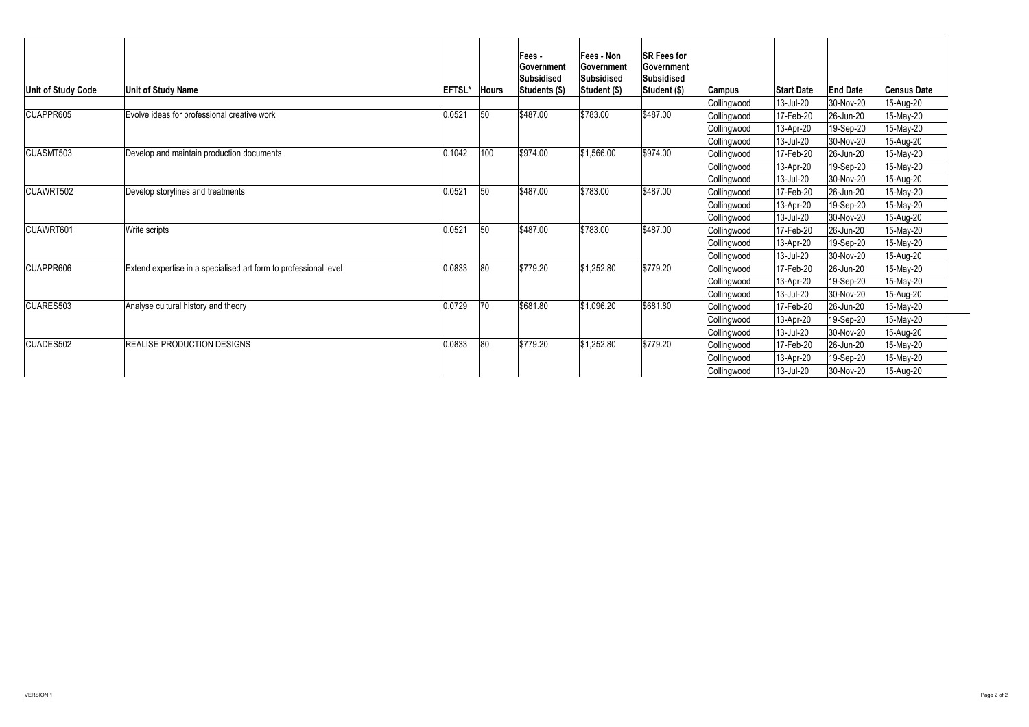| Unit of Study Code | Unit of Study Name | EFTSL* | Hours | Fees - Government Subsidised Students ($) | Fees - Non Government Subsidised Student ($) | SR Fees for Government Subsidised Student ($) | Campus | Start Date | End Date | Census Date |
|---|---|---|---|---|---|---|---|---|---|---|
| | | | | | | | Collingwood | 13-Jul-20 | 30-Nov-20 | 15-Aug-20 |
| CUAPPR605 | Evolve ideas for professional creative work | 0.0521 | 50 | $487.00 | $783.00 | $487.00 | Collingwood | 17-Feb-20 | 26-Jun-20 | 15-May-20 |
| | | | | | | | Collingwood | 13-Apr-20 | 19-Sep-20 | 15-May-20 |
| | | | | | | | Collingwood | 13-Jul-20 | 30-Nov-20 | 15-Aug-20 |
| CUASMT503 | Develop and maintain production documents | 0.1042 | 100 | $974.00 | $1,566.00 | $974.00 | Collingwood | 17-Feb-20 | 26-Jun-20 | 15-May-20 |
| | | | | | | | Collingwood | 13-Apr-20 | 19-Sep-20 | 15-May-20 |
| | | | | | | | Collingwood | 13-Jul-20 | 30-Nov-20 | 15-Aug-20 |
| CUAWRT502 | Develop storylines and treatments | 0.0521 | 50 | $487.00 | $783.00 | $487.00 | Collingwood | 17-Feb-20 | 26-Jun-20 | 15-May-20 |
| | | | | | | | Collingwood | 13-Apr-20 | 19-Sep-20 | 15-May-20 |
| | | | | | | | Collingwood | 13-Jul-20 | 30-Nov-20 | 15-Aug-20 |
| CUAWRT601 | Write scripts | 0.0521 | 50 | $487.00 | $783.00 | $487.00 | Collingwood | 17-Feb-20 | 26-Jun-20 | 15-May-20 |
| | | | | | | | Collingwood | 13-Apr-20 | 19-Sep-20 | 15-May-20 |
| | | | | | | | Collingwood | 13-Jul-20 | 30-Nov-20 | 15-Aug-20 |
| CUAPPR606 | Extend expertise in a specialised art form to professional level | 0.0833 | 80 | $779.20 | $1,252.80 | $779.20 | Collingwood | 17-Feb-20 | 26-Jun-20 | 15-May-20 |
| | | | | | | | Collingwood | 13-Apr-20 | 19-Sep-20 | 15-May-20 |
| | | | | | | | Collingwood | 13-Jul-20 | 30-Nov-20 | 15-Aug-20 |
| CUARES503 | Analyse cultural history and theory | 0.0729 | 70 | $681.80 | $1,096.20 | $681.80 | Collingwood | 17-Feb-20 | 26-Jun-20 | 15-May-20 |
| | | | | | | | Collingwood | 13-Apr-20 | 19-Sep-20 | 15-May-20 |
| | | | | | | | Collingwood | 13-Jul-20 | 30-Nov-20 | 15-Aug-20 |
| CUADES502 | REALISE PRODUCTION DESIGNS | 0.0833 | 80 | $779.20 | $1,252.80 | $779.20 | Collingwood | 17-Feb-20 | 26-Jun-20 | 15-May-20 |
| | | | | | | | Collingwood | 13-Apr-20 | 19-Sep-20 | 15-May-20 |
| | | | | | | | Collingwood | 13-Jul-20 | 30-Nov-20 | 15-Aug-20 |

VERSION 1